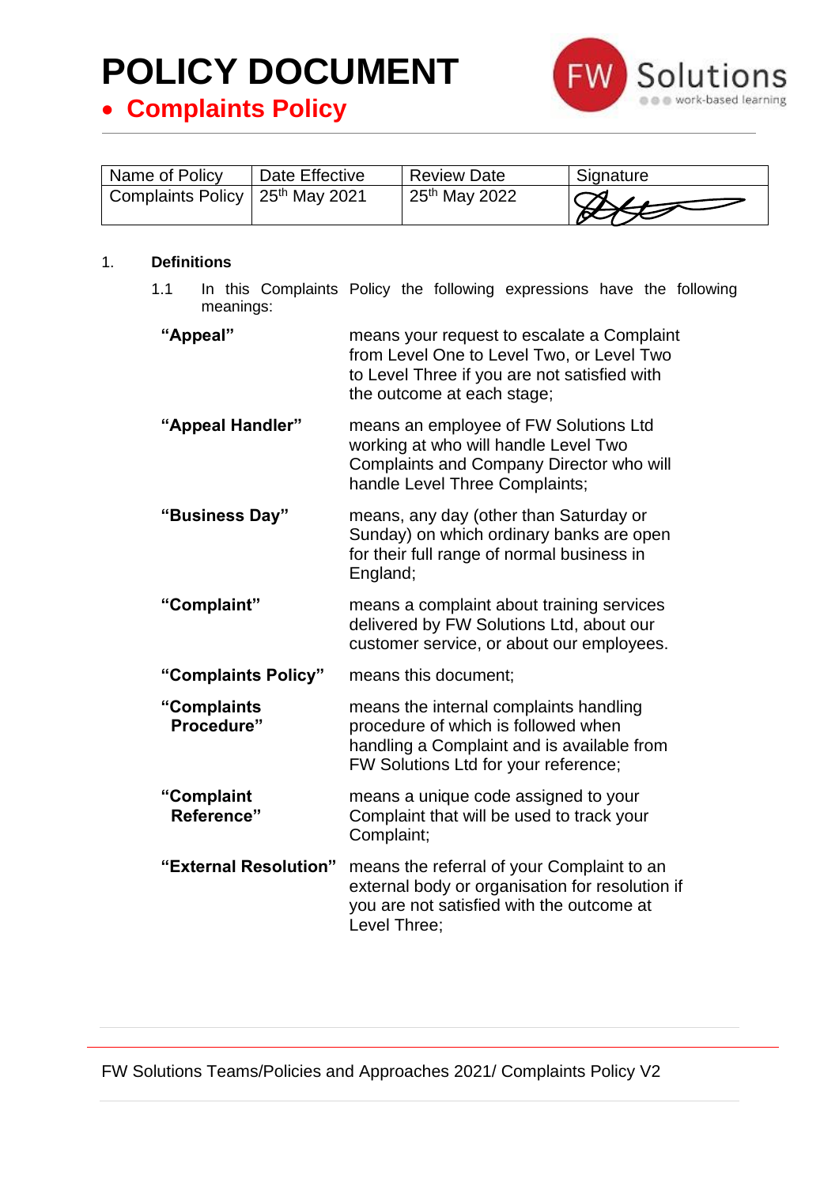# POLICY DOCUMENT

- **Complaints Policy**

| Name of Policy | Date Effective | Review Date | Signature |
| --- | --- | --- | --- |
| Complaints Policy | 25th May 2021 | 25th May 2022 | |

1. **Definitions**

   1.1 In this Complaints Policy the following expressions have the following meanings:

| | |
| --- | --- |
| **"Appeal"** | means your request to escalate a Complaint from Level One to Level Two, or Level Two to Level Three if you are not satisfied with the outcome at each stage; |
| **"Appeal Handler"** | means an employee of FW Solutions Ltd working at who will handle Level Two Complaints and Company Director who will handle Level Three Complaints; |
| **"Business Day"** | means, any day (other than Saturday or Sunday) on which ordinary banks are open for their full range of normal business in England; |
| **"Complaint"** | means a complaint about training services delivered by FW Solutions Ltd, about our customer service, or about our employees. |
| **"Complaints Policy"** | means this document; |
| **"Complaints Procedure"** | means the internal complaints handling procedure of which is followed when handling a Complaint and is available from FW Solutions Ltd for your reference; |
| **"Complaint Reference"** | means a unique code assigned to your Complaint that will be used to track your Complaint; |
| **"External Resolution"** | means the referral of your Complaint to an external body or organisation for resolution if you are not satisfied with the outcome at Level Three; |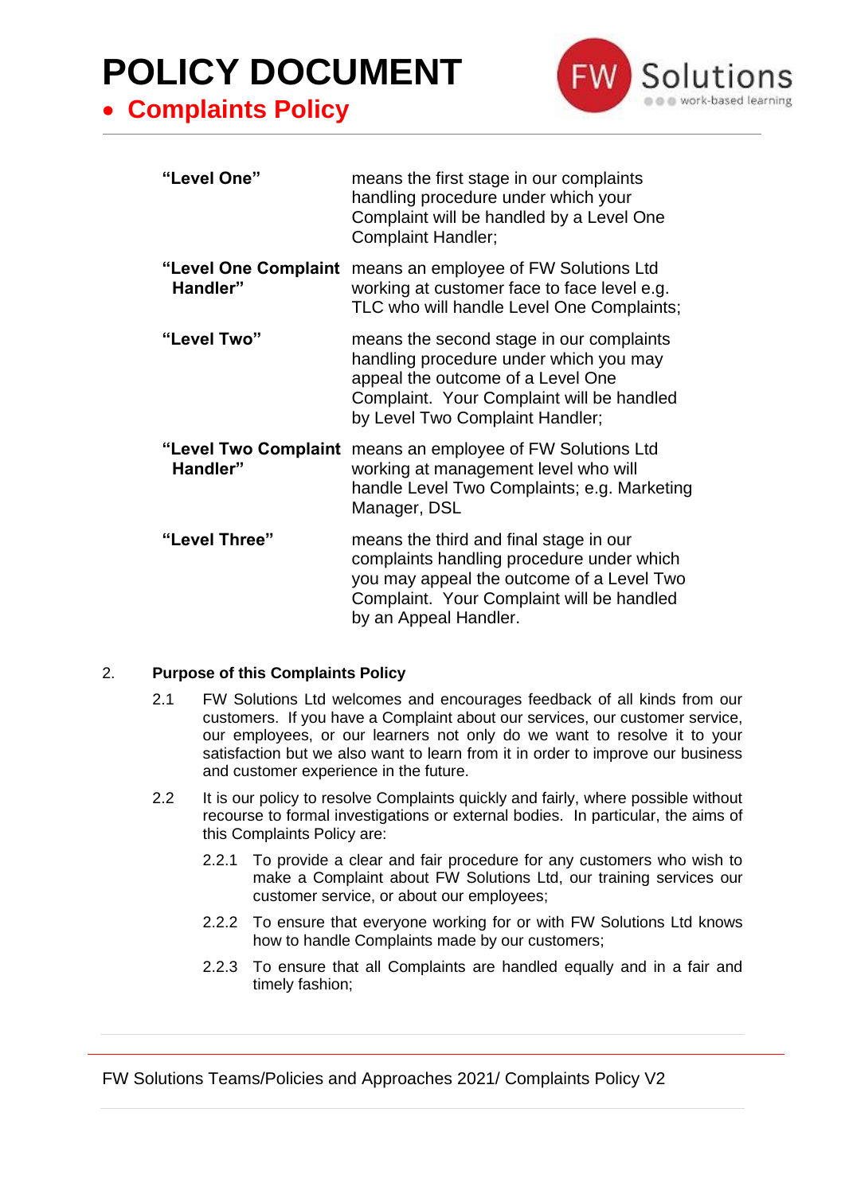| | |
|---|---|
| **"Level One"** | means the first stage in our complaints handling procedure under which your Complaint will be handled by a Level One Complaint Handler; |
| **"Level One Complaint Handler"** | means an employee of FW Solutions Ltd working at customer face to face level e.g. TLC who will handle Level One Complaints; |
| **"Level Two"** | means the second stage in our complaints handling procedure under which you may appeal the outcome of a Level One Complaint. Your Complaint will be handled by Level Two Complaint Handler; |
| **"Level Two Complaint Handler"** | means an employee of FW Solutions Ltd working at management level who will handle Level Two Complaints; e.g. Marketing Manager, DSL |
| **"Level Three"** | means the third and final stage in our complaints handling procedure under which you may appeal the outcome of a Level Two Complaint. Your Complaint will be handled by an Appeal Handler. |

2. **Purpose of this Complaints Policy**

2.1 FW Solutions Ltd welcomes and encourages feedback of all kinds from our customers. If you have a Complaint about our services, our customer service, our employees, or our learners not only do we want to resolve it to your satisfaction but we also want to learn from it in order to improve our business and customer experience in the future.

2.2 It is our policy to resolve Complaints quickly and fairly, where possible without recourse to formal investigations or external bodies. In particular, the aims of this Complaints Policy are:

2.2.1 To provide a clear and fair procedure for any customers who wish to make a Complaint about FW Solutions Ltd, our training services our customer service, or about our employees;

2.2.2 To ensure that everyone working for or with FW Solutions Ltd knows how to handle Complaints made by our customers;

2.2.3 To ensure that all Complaints are handled equally and in a fair and timely fashion;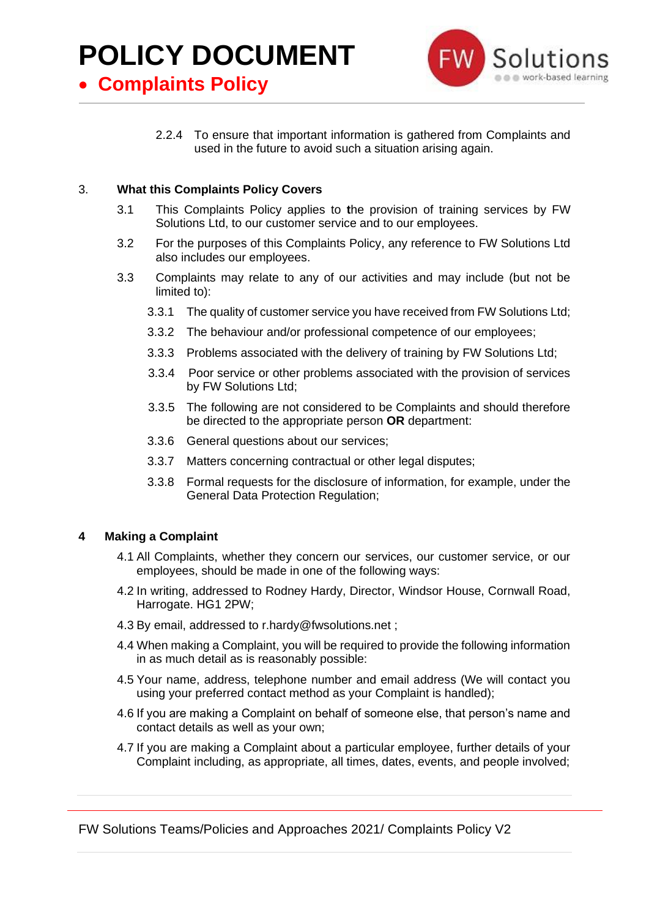2.2.4 To ensure that important information is gathered from Complaints and used in the future to avoid such a situation arising again.

## 3. What this Complaints Policy Covers

3.1 This Complaints Policy applies to the provision of training services by FW Solutions Ltd, to our customer service and to our employees.

3.2 For the purposes of this Complaints Policy, any reference to FW Solutions Ltd also includes our employees.

3.3 Complaints may relate to any of our activities and may include (but not be limited to):

3.3.1 The quality of customer service you have received from FW Solutions Ltd;

3.3.2 The behaviour and/or professional competence of our employees;

3.3.3 Problems associated with the delivery of training by FW Solutions Ltd;

3.3.4 Poor service or other problems associated with the provision of services by FW Solutions Ltd;

3.3.5 The following are not considered to be Complaints and should therefore be directed to the appropriate person **OR** department:

3.3.6 General questions about our services;

3.3.7 Matters concerning contractual or other legal disputes;

3.3.8 Formal requests for the disclosure of information, for example, under the General Data Protection Regulation;

## 4 Making a Complaint

4.1 All Complaints, whether they concern our services, our customer service, or our employees, should be made in one of the following ways:

4.2 In writing, addressed to Rodney Hardy, Director, Windsor House, Cornwall Road, Harrogate. HG1 2PW;

4.3 By email, addressed to r.hardy@fwsolutions.net ;

4.4 When making a Complaint, you will be required to provide the following information in as much detail as is reasonably possible:

4.5 Your name, address, telephone number and email address (We will contact you using your preferred contact method as your Complaint is handled);

4.6 If you are making a Complaint on behalf of someone else, that person's name and contact details as well as your own;

4.7 If you are making a Complaint about a particular employee, further details of your Complaint including, as appropriate, all times, dates, events, and people involved;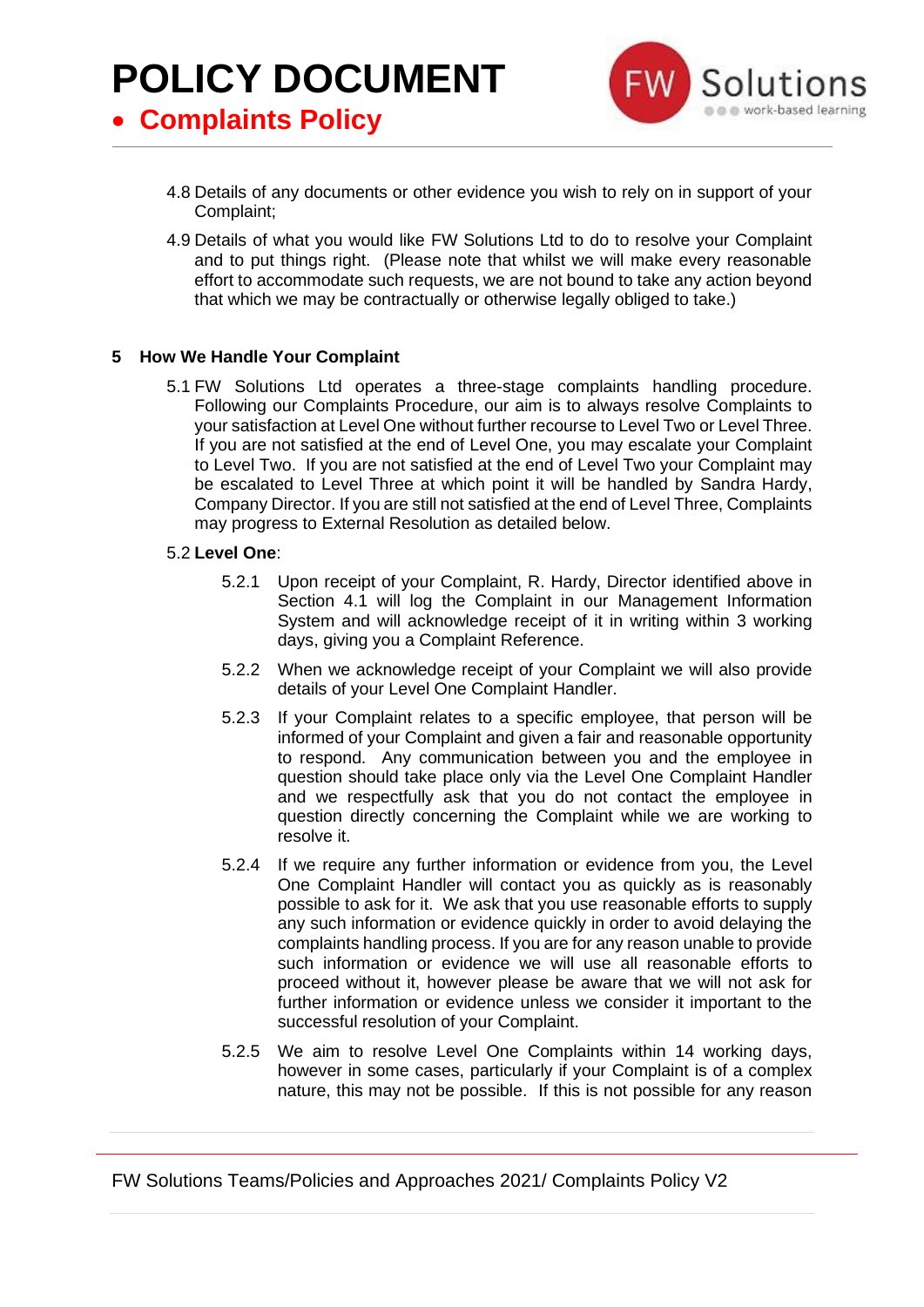4.8 Details of any documents or other evidence you wish to rely on in support of your Complaint;

4.9 Details of what you would like FW Solutions Ltd to do to resolve your Complaint and to put things right. (Please note that whilst we will make every reasonable effort to accommodate such requests, we are not bound to take any action beyond that which we may be contractually or otherwise legally obliged to take.)

## 5 How We Handle Your Complaint

5.1 FW Solutions Ltd operates a three-stage complaints handling procedure. Following our Complaints Procedure, our aim is to always resolve Complaints to your satisfaction at Level One without further recourse to Level Two or Level Three. If you are not satisfied at the end of Level One, you may escalate your Complaint to Level Two. If you are not satisfied at the end of Level Two your Complaint may be escalated to Level Three at which point it will be handled by Sandra Hardy, Company Director. If you are still not satisfied at the end of Level Three, Complaints may progress to External Resolution as detailed below.

5.2 **Level One**:

5.2.1 Upon receipt of your Complaint, R. Hardy, Director identified above in Section 4.1 will log the Complaint in our Management Information System and will acknowledge receipt of it in writing within 3 working days, giving you a Complaint Reference.

5.2.2 When we acknowledge receipt of your Complaint we will also provide details of your Level One Complaint Handler.

5.2.3 If your Complaint relates to a specific employee, that person will be informed of your Complaint and given a fair and reasonable opportunity to respond. Any communication between you and the employee in question should take place only via the Level One Complaint Handler and we respectfully ask that you do not contact the employee in question directly concerning the Complaint while we are working to resolve it.

5.2.4 If we require any further information or evidence from you, the Level One Complaint Handler will contact you as quickly as is reasonably possible to ask for it. We ask that you use reasonable efforts to supply any such information or evidence quickly in order to avoid delaying the complaints handling process. If you are for any reason unable to provide such information or evidence we will use all reasonable efforts to proceed without it, however please be aware that we will not ask for further information or evidence unless we consider it important to the successful resolution of your Complaint.

5.2.5 We aim to resolve Level One Complaints within 14 working days, however in some cases, particularly if your Complaint is of a complex nature, this may not be possible. If this is not possible for any reason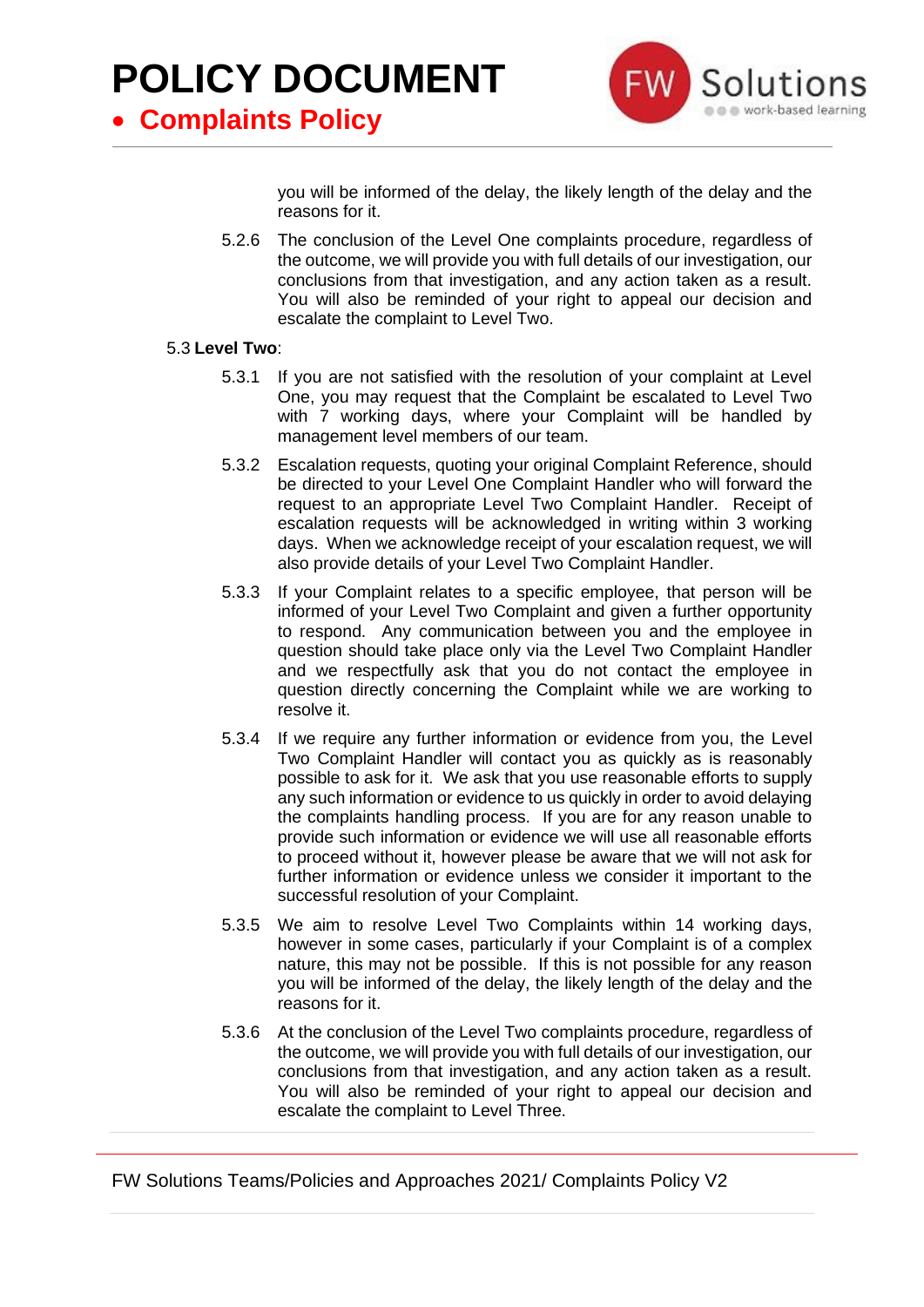you will be informed of the delay, the likely length of the delay and the reasons for it.

5.2.6 The conclusion of the Level One complaints procedure, regardless of the outcome, we will provide you with full details of our investigation, our conclusions from that investigation, and any action taken as a result. You will also be reminded of your right to appeal our decision and escalate the complaint to Level Two.

5.3 **Level Two**:

5.3.1 If you are not satisfied with the resolution of your complaint at Level One, you may request that the Complaint be escalated to Level Two with 7 working days, where your Complaint will be handled by management level members of our team.

5.3.2 Escalation requests, quoting your original Complaint Reference, should be directed to your Level One Complaint Handler who will forward the request to an appropriate Level Two Complaint Handler. Receipt of escalation requests will be acknowledged in writing within 3 working days. When we acknowledge receipt of your escalation request, we will also provide details of your Level Two Complaint Handler.

5.3.3 If your Complaint relates to a specific employee, that person will be informed of your Level Two Complaint and given a further opportunity to respond. Any communication between you and the employee in question should take place only via the Level Two Complaint Handler and we respectfully ask that you do not contact the employee in question directly concerning the Complaint while we are working to resolve it.

5.3.4 If we require any further information or evidence from you, the Level Two Complaint Handler will contact you as quickly as is reasonably possible to ask for it. We ask that you use reasonable efforts to supply any such information or evidence to us quickly in order to avoid delaying the complaints handling process. If you are for any reason unable to provide such information or evidence we will use all reasonable efforts to proceed without it, however please be aware that we will not ask for further information or evidence unless we consider it important to the successful resolution of your Complaint.

5.3.5 We aim to resolve Level Two Complaints within 14 working days, however in some cases, particularly if your Complaint is of a complex nature, this may not be possible. If this is not possible for any reason you will be informed of the delay, the likely length of the delay and the reasons for it.

5.3.6 At the conclusion of the Level Two complaints procedure, regardless of the outcome, we will provide you with full details of our investigation, our conclusions from that investigation, and any action taken as a result. You will also be reminded of your right to appeal our decision and escalate the complaint to Level Three.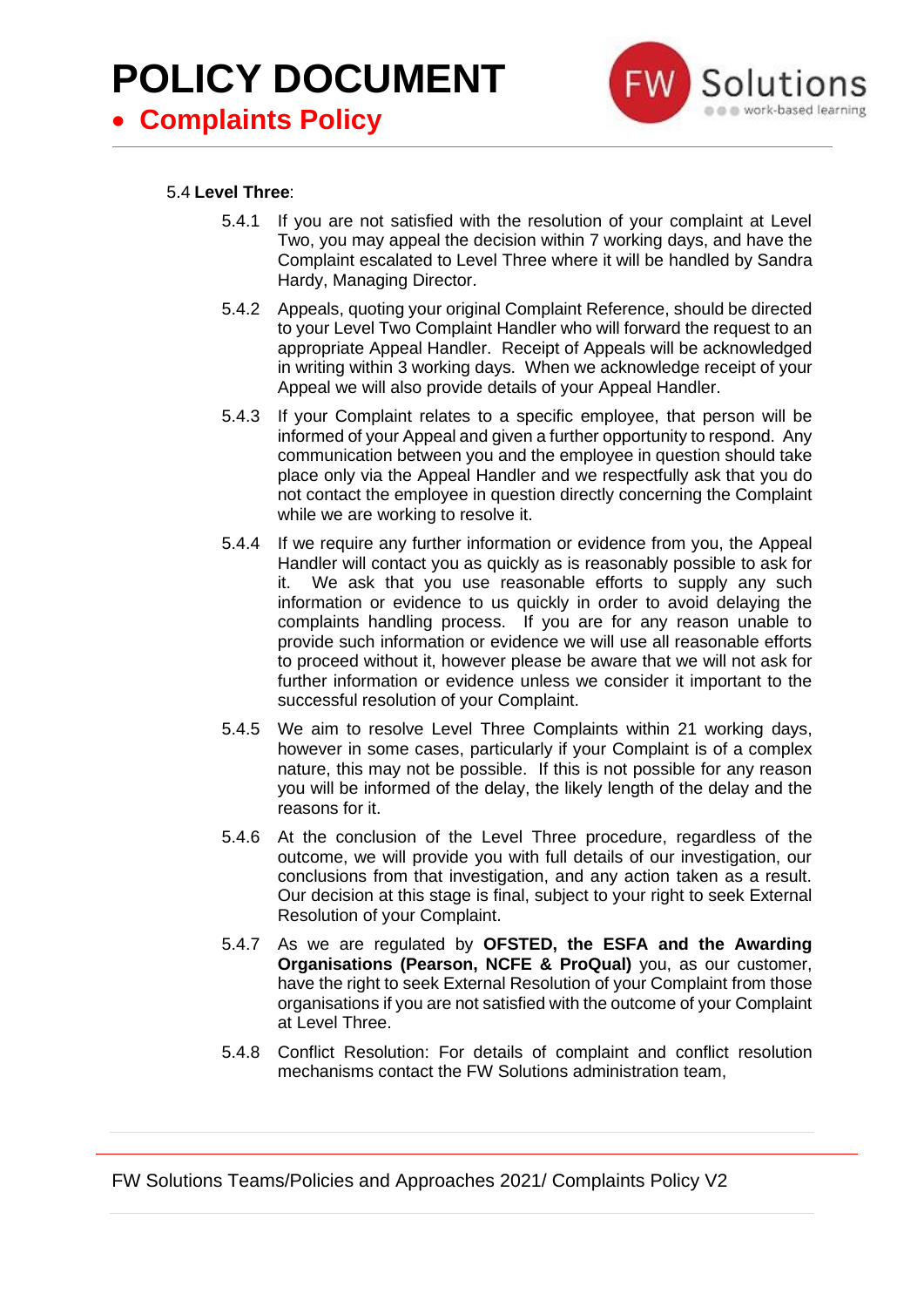5.4 **Level Three**:

5.4.1 If you are not satisfied with the resolution of your complaint at Level Two, you may appeal the decision within 7 working days, and have the Complaint escalated to Level Three where it will be handled by Sandra Hardy, Managing Director.

5.4.2 Appeals, quoting your original Complaint Reference, should be directed to your Level Two Complaint Handler who will forward the request to an appropriate Appeal Handler. Receipt of Appeals will be acknowledged in writing within 3 working days. When we acknowledge receipt of your Appeal we will also provide details of your Appeal Handler.

5.4.3 If your Complaint relates to a specific employee, that person will be informed of your Appeal and given a further opportunity to respond. Any communication between you and the employee in question should take place only via the Appeal Handler and we respectfully ask that you do not contact the employee in question directly concerning the Complaint while we are working to resolve it.

5.4.4 If we require any further information or evidence from you, the Appeal Handler will contact you as quickly as is reasonably possible to ask for it. We ask that you use reasonable efforts to supply any such information or evidence to us quickly in order to avoid delaying the complaints handling process. If you are for any reason unable to provide such information or evidence we will use all reasonable efforts to proceed without it, however please be aware that we will not ask for further information or evidence unless we consider it important to the successful resolution of your Complaint.

5.4.5 We aim to resolve Level Three Complaints within 21 working days, however in some cases, particularly if your Complaint is of a complex nature, this may not be possible. If this is not possible for any reason you will be informed of the delay, the likely length of the delay and the reasons for it.

5.4.6 At the conclusion of the Level Three procedure, regardless of the outcome, we will provide you with full details of our investigation, our conclusions from that investigation, and any action taken as a result. Our decision at this stage is final, subject to your right to seek External Resolution of your Complaint.

5.4.7 As we are regulated by **OFSTED, the ESFA and the Awarding Organisations (Pearson, NCFE & ProQual)** you, as our customer, have the right to seek External Resolution of your Complaint from those organisations if you are not satisfied with the outcome of your Complaint at Level Three.

5.4.8 Conflict Resolution: For details of complaint and conflict resolution mechanisms contact the FW Solutions administration team,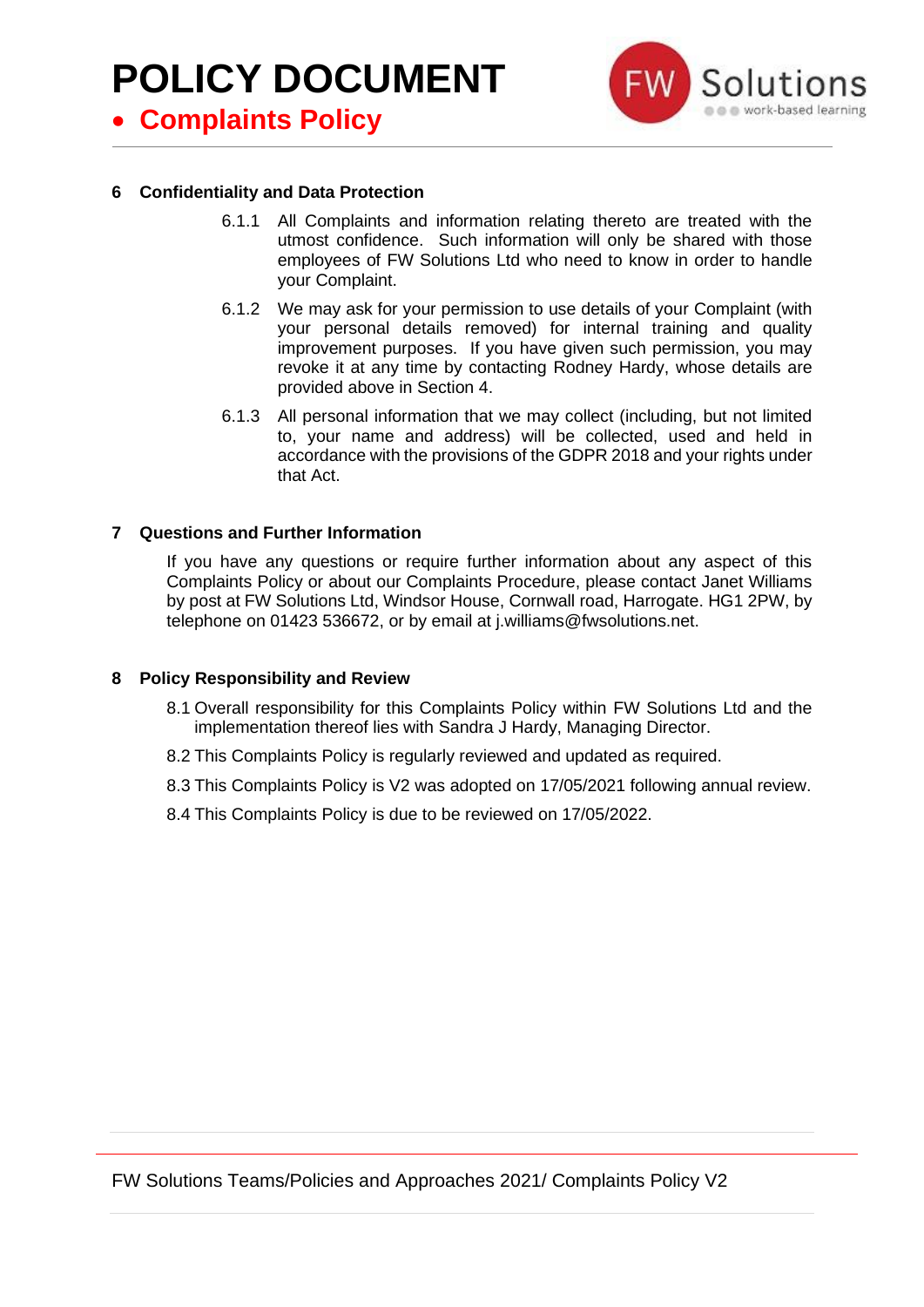## 6 Confidentiality and Data Protection

6.1.1 All Complaints and information relating thereto are treated with the utmost confidence. Such information will only be shared with those employees of FW Solutions Ltd who need to know in order to handle your Complaint.

6.1.2 We may ask for your permission to use details of your Complaint (with your personal details removed) for internal training and quality improvement purposes. If you have given such permission, you may revoke it at any time by contacting Rodney Hardy, whose details are provided above in Section 4.

6.1.3 All personal information that we may collect (including, but not limited to, your name and address) will be collected, used and held in accordance with the provisions of the GDPR 2018 and your rights under that Act.

## 7 Questions and Further Information

If you have any questions or require further information about any aspect of this Complaints Policy or about our Complaints Procedure, please contact Janet Williams by post at FW Solutions Ltd, Windsor House, Cornwall road, Harrogate. HG1 2PW, by telephone on 01423 536672, or by email at j.williams@fwsolutions.net.

## 8 Policy Responsibility and Review

8.1 Overall responsibility for this Complaints Policy within FW Solutions Ltd and the implementation thereof lies with Sandra J Hardy, Managing Director.

8.2 This Complaints Policy is regularly reviewed and updated as required.

8.3 This Complaints Policy is V2 was adopted on 17/05/2021 following annual review.

8.4 This Complaints Policy is due to be reviewed on 17/05/2022.